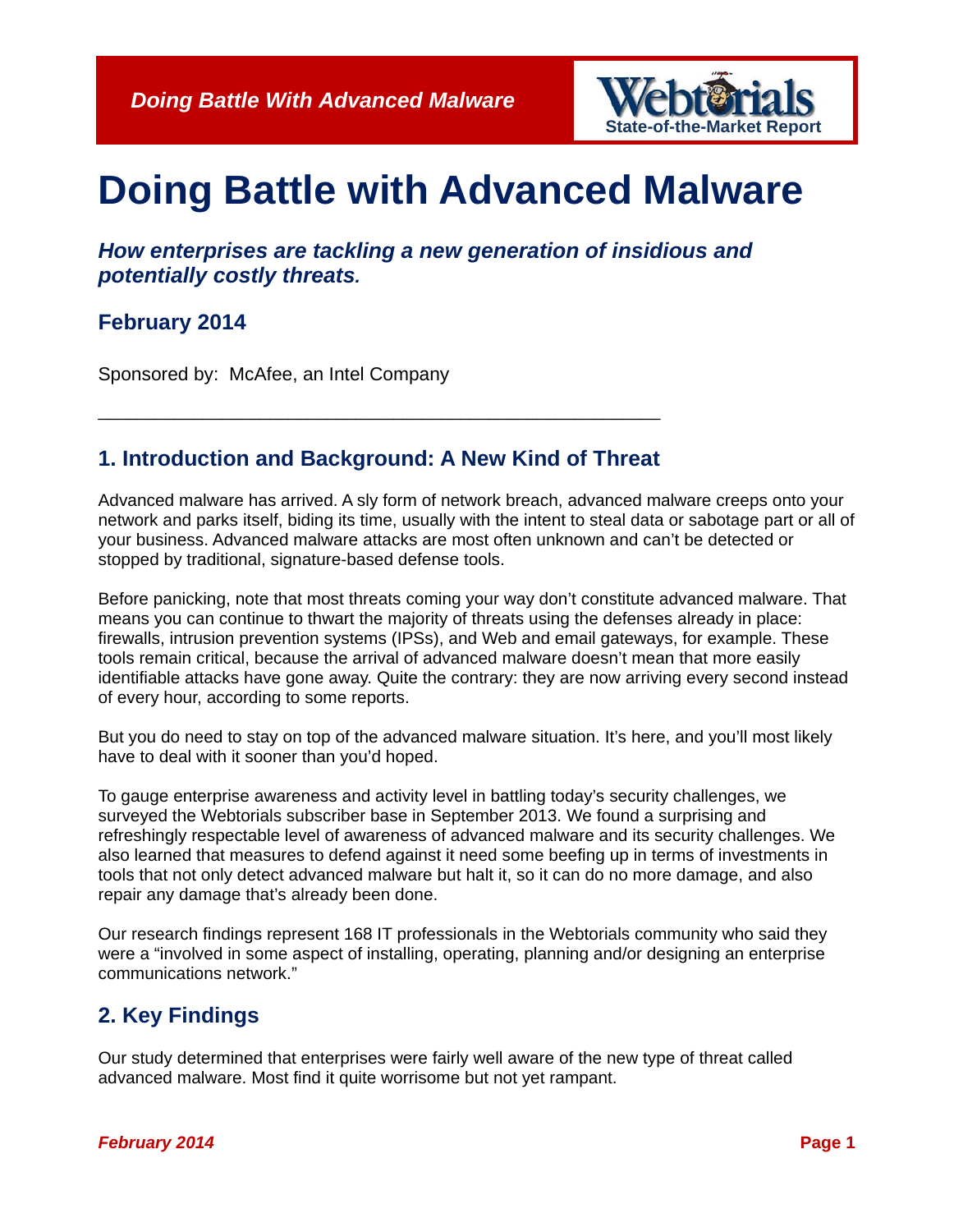# Doing Battle with Advanced Malware

***How enterprises are tackling a new generation of insidious and potentially costly threats.***

**February 2014**

Sponsored by: McAfee, an Intel Company

---

## 1. Introduction and Background: A New Kind of Threat

Advanced malware has arrived. A sly form of network breach, advanced malware creeps onto your network and parks itself, biding its time, usually with the intent to steal data or sabotage part or all of your business. Advanced malware attacks are most often unknown and can't be detected or stopped by traditional, signature-based defense tools.

Before panicking, note that most threats coming your way don't constitute advanced malware. That means you can continue to thwart the majority of threats using the defenses already in place: firewalls, intrusion prevention systems (IPSs), and Web and email gateways, for example. These tools remain critical, because the arrival of advanced malware doesn't mean that more easily identifiable attacks have gone away. Quite the contrary: they are now arriving every second instead of every hour, according to some reports.

But you do need to stay on top of the advanced malware situation. It's here, and you'll most likely have to deal with it sooner than you'd hoped.

To gauge enterprise awareness and activity level in battling today's security challenges, we surveyed the Webtorials subscriber base in September 2013. We found a surprising and refreshingly respectable level of awareness of advanced malware and its security challenges. We also learned that measures to defend against it need some beefing up in terms of investments in tools that not only detect advanced malware but halt it, so it can do no more damage, and also repair any damage that's already been done.

Our research findings represent 168 IT professionals in the Webtorials community who said they were a "involved in some aspect of installing, operating, planning and/or designing an enterprise communications network."

## 2. Key Findings

Our study determined that enterprises were fairly well aware of the new type of threat called advanced malware. Most find it quite worrisome but not yet rampant.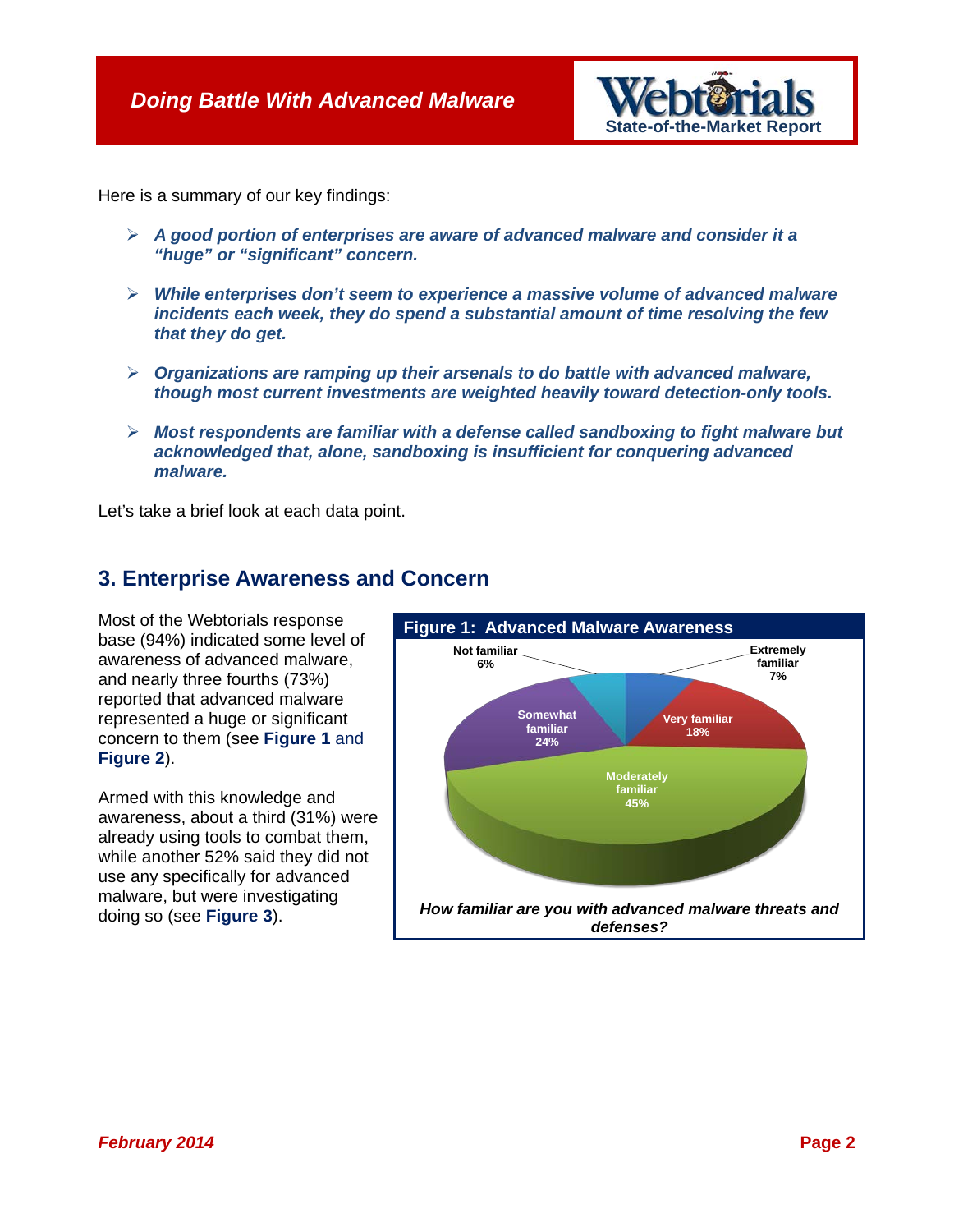Here is a summary of our key findings:

- ***A good portion of enterprises are aware of advanced malware and consider it a "huge" or "significant" concern.***
- ***While enterprises don't seem to experience a massive volume of advanced malware incidents each week, they do spend a substantial amount of time resolving the few that they do get.***
- ***Organizations are ramping up their arsenals to do battle with advanced malware, though most current investments are weighted heavily toward detection-only tools.***
- ***Most respondents are familiar with a defense called sandboxing to fight malware but acknowledged that, alone, sandboxing is insufficient for conquering advanced malware.***

Let's take a brief look at each data point.

## 3. Enterprise Awareness and Concern

Most of the Webtorials response base (94%) indicated some level of awareness of advanced malware, and nearly three fourths (73%) reported that advanced malware represented a huge or significant concern to them (see **Figure 1** and **Figure 2**).

Armed with this knowledge and awareness, about a third (31%) were already using tools to combat them, while another 52% said they did not use any specifically for advanced malware, but were investigating doing so (see **Figure 3**).

**Figure 1: Advanced Malware Awareness**

| Response | Percentage |
|---|---|
| Extremely familiar | 7% |
| Very familiar | 18% |
| Moderately familiar | 45% |
| Somewhat familiar | 24% |
| Not familiar | 6% |

*How familiar are you with advanced malware threats and defenses?*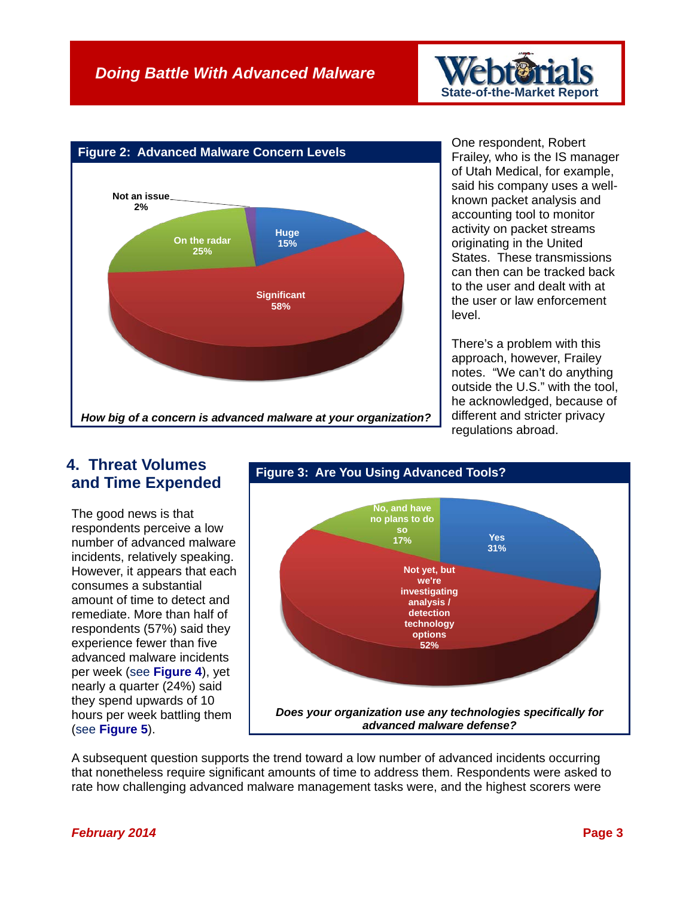**Figure 2: Advanced Malware Concern Levels**

Not an issue 2%

On the radar 25%

Huge 15%

Significant 58%

*How big of a concern is advanced malware at your organization?*

One respondent, Robert Frailey, who is the IS manager of Utah Medical, for example, said his company uses a well-known packet analysis and accounting tool to monitor activity on packet streams originating in the United States. These transmissions can then can be tracked back to the user and dealt with at the user or law enforcement level.

There's a problem with this approach, however, Frailey notes. "We can't do anything outside the U.S." with the tool, he acknowledged, because of different and stricter privacy regulations abroad.

## 4. Threat Volumes and Time Expended

The good news is that respondents perceive a low number of advanced malware incidents, relatively speaking. However, it appears that each consumes a substantial amount of time to detect and remediate. More than half of respondents (57%) said they experience fewer than five advanced malware incidents per week (see **Figure 4**), yet nearly a quarter (24%) said they spend upwards of 10 hours per week battling them (see **Figure 5**).

**Figure 3: Are You Using Advanced Tools?**

No, and have no plans to do so 17%

Yes 31%

Not yet, but we're investigating analysis / detection technology options 52%

*Does your organization use any technologies specifically for advanced malware defense?*

A subsequent question supports the trend toward a low number of advanced incidents occurring that nonetheless require significant amounts of time to address them. Respondents were asked to rate how challenging advanced malware management tasks were, and the highest scorers were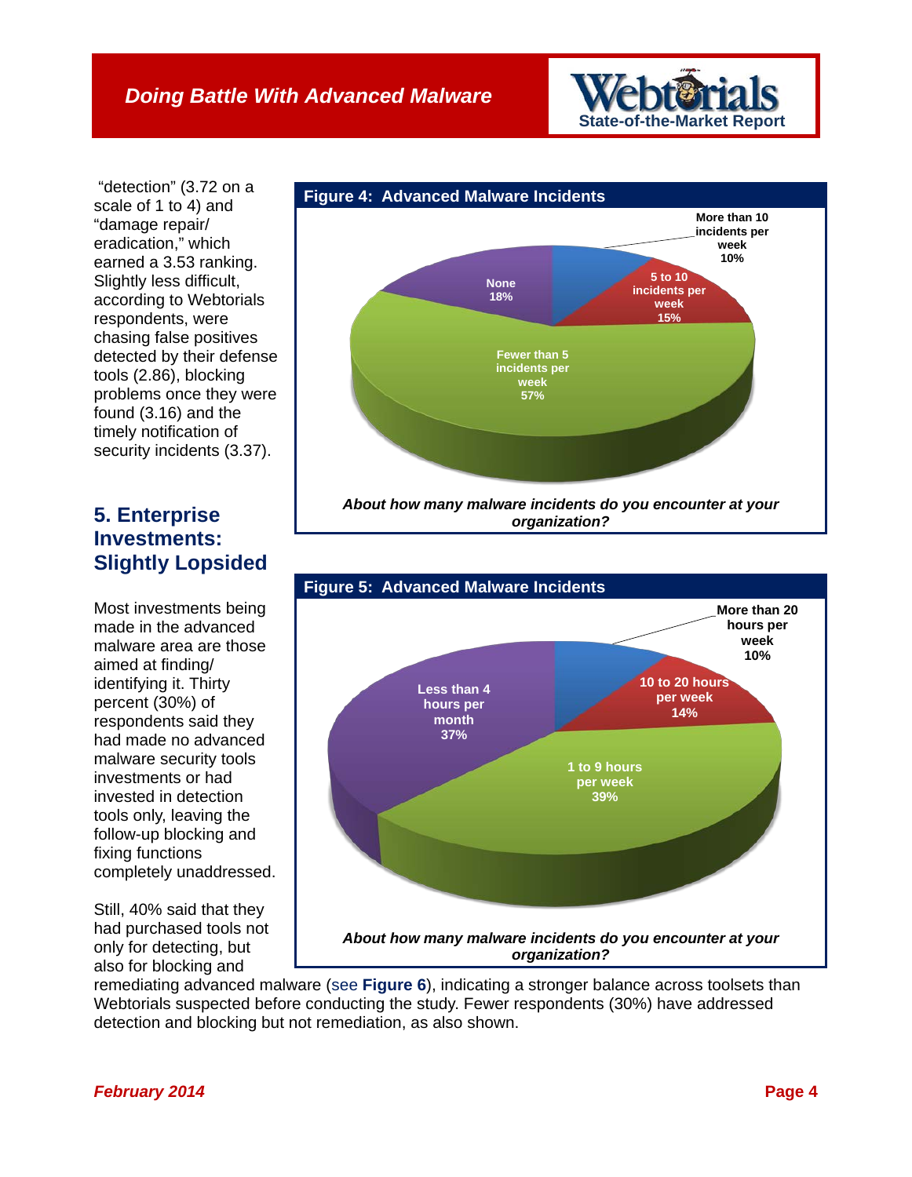"detection" (3.72 on a scale of 1 to 4) and "damage repair/ eradication," which earned a 3.53 ranking. Slightly less difficult, according to Webtorials respondents, were chasing false positives detected by their defense tools (2.86), blocking problems once they were found (3.16) and the timely notification of security incidents (3.37).

**Figure 4: Advanced Malware Incidents**

| Response | Percent |
|---|---|
| More than 10 incidents per week | 10% |
| 5 to 10 incidents per week | 15% |
| Fewer than 5 incidents per week | 57% |
| None | 18% |

*About how many malware incidents do you encounter at your organization?*

## 5. Enterprise Investments: Slightly Lopsided

**Figure 5: Advanced Malware Incidents**

| Response | Percent |
|---|---|
| More than 20 hours per week | 10% |
| 10 to 20 hours per week | 14% |
| 1 to 9 hours per week | 39% |
| Less than 4 hours per month | 37% |

*About how many malware incidents do you encounter at your organization?*

Most investments being made in the advanced malware area are those aimed at finding/ identifying it. Thirty percent (30%) of respondents said they had made no advanced malware security tools investments or had invested in detection tools only, leaving the follow-up blocking and fixing functions completely unaddressed.

Still, 40% said that they had purchased tools not only for detecting, but also for blocking and remediating advanced malware (see **Figure 6**), indicating a stronger balance across toolsets than Webtorials suspected before conducting the study. Fewer respondents (30%) have addressed detection and blocking but not remediation, as also shown.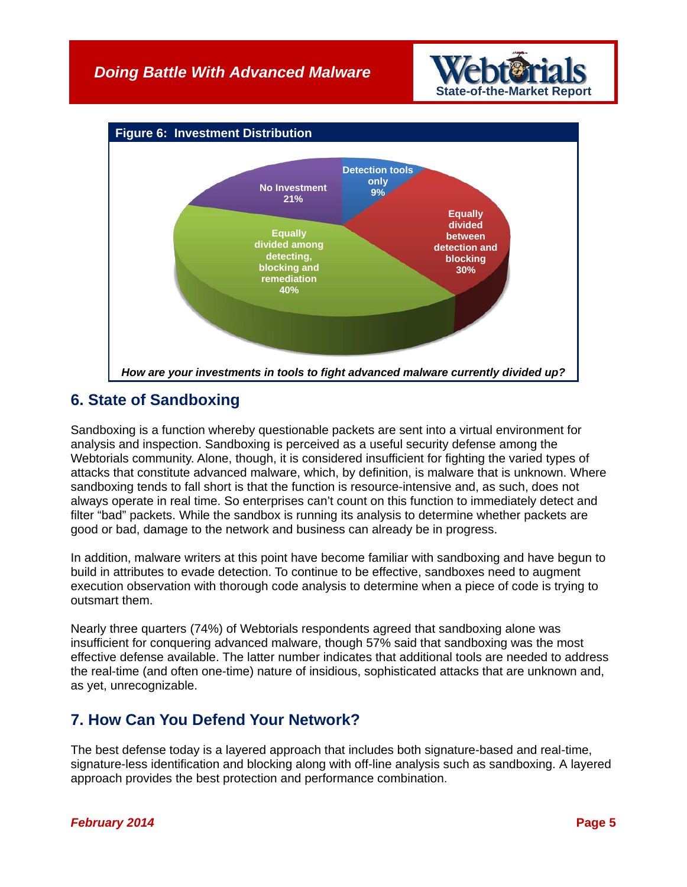**Figure 6: Investment Distribution**

| Category | Percentage |
|---|---|
| Equally divided among detecting, blocking and remediation | 40% |
| Equally divided between detection and blocking | 30% |
| No Investment | 21% |
| Detection tools only | 9% |

*How are your investments in tools to fight advanced malware currently divided up?*

## 6. State of Sandboxing

Sandboxing is a function whereby questionable packets are sent into a virtual environment for analysis and inspection. Sandboxing is perceived as a useful security defense among the Webtorials community. Alone, though, it is considered insufficient for fighting the varied types of attacks that constitute advanced malware, which, by definition, is malware that is unknown. Where sandboxing tends to fall short is that the function is resource-intensive and, as such, does not always operate in real time. So enterprises can't count on this function to immediately detect and filter "bad" packets. While the sandbox is running its analysis to determine whether packets are good or bad, damage to the network and business can already be in progress.

In addition, malware writers at this point have become familiar with sandboxing and have begun to build in attributes to evade detection. To continue to be effective, sandboxes need to augment execution observation with thorough code analysis to determine when a piece of code is trying to outsmart them.

Nearly three quarters (74%) of Webtorials respondents agreed that sandboxing alone was insufficient for conquering advanced malware, though 57% said that sandboxing was the most effective defense available. The latter number indicates that additional tools are needed to address the real-time (and often one-time) nature of insidious, sophisticated attacks that are unknown and, as yet, unrecognizable.

## 7. How Can You Defend Your Network?

The best defense today is a layered approach that includes both signature-based and real-time, signature-less identification and blocking along with off-line analysis such as sandboxing. A layered approach provides the best protection and performance combination.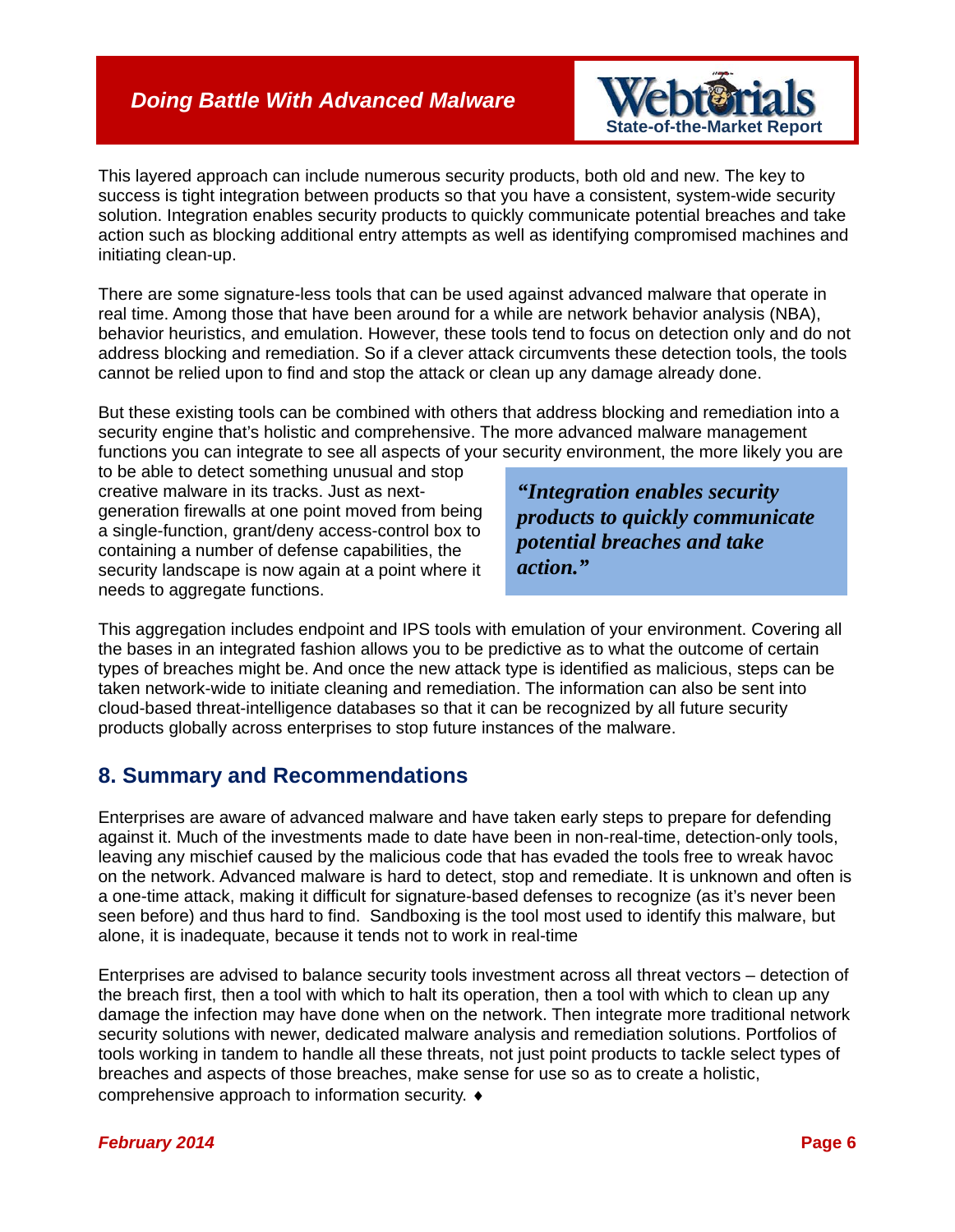This layered approach can include numerous security products, both old and new. The key to success is tight integration between products so that you have a consistent, system-wide security solution. Integration enables security products to quickly communicate potential breaches and take action such as blocking additional entry attempts as well as identifying compromised machines and initiating clean-up.

There are some signature-less tools that can be used against advanced malware that operate in real time. Among those that have been around for a while are network behavior analysis (NBA), behavior heuristics, and emulation. However, these tools tend to focus on detection only and do not address blocking and remediation. So if a clever attack circumvents these detection tools, the tools cannot be relied upon to find and stop the attack or clean up any damage already done.

But these existing tools can be combined with others that address blocking and remediation into a security engine that's holistic and comprehensive. The more advanced malware management functions you can integrate to see all aspects of your security environment, the more likely you are to be able to detect something unusual and stop creative malware in its tracks. Just as next-generation firewalls at one point moved from being a single-function, grant/deny access-control box to containing a number of defense capabilities, the security landscape is now again at a point where it needs to aggregate functions.

> ***"Integration enables security products to quickly communicate potential breaches and take action."***

This aggregation includes endpoint and IPS tools with emulation of your environment. Covering all the bases in an integrated fashion allows you to be predictive as to what the outcome of certain types of breaches might be. And once the new attack type is identified as malicious, steps can be taken network-wide to initiate cleaning and remediation. The information can also be sent into cloud-based threat-intelligence databases so that it can be recognized by all future security products globally across enterprises to stop future instances of the malware.

## 8. Summary and Recommendations

Enterprises are aware of advanced malware and have taken early steps to prepare for defending against it. Much of the investments made to date have been in non-real-time, detection-only tools, leaving any mischief caused by the malicious code that has evaded the tools free to wreak havoc on the network. Advanced malware is hard to detect, stop and remediate. It is unknown and often is a one-time attack, making it difficult for signature-based defenses to recognize (as it's never been seen before) and thus hard to find. Sandboxing is the tool most used to identify this malware, but alone, it is inadequate, because it tends not to work in real-time

Enterprises are advised to balance security tools investment across all threat vectors – detection of the breach first, then a tool with which to halt its operation, then a tool with which to clean up any damage the infection may have done when on the network. Then integrate more traditional network security solutions with newer, dedicated malware analysis and remediation solutions. Portfolios of tools working in tandem to handle all these threats, not just point products to tackle select types of breaches and aspects of those breaches, make sense for use so as to create a holistic, comprehensive approach to information security. ♦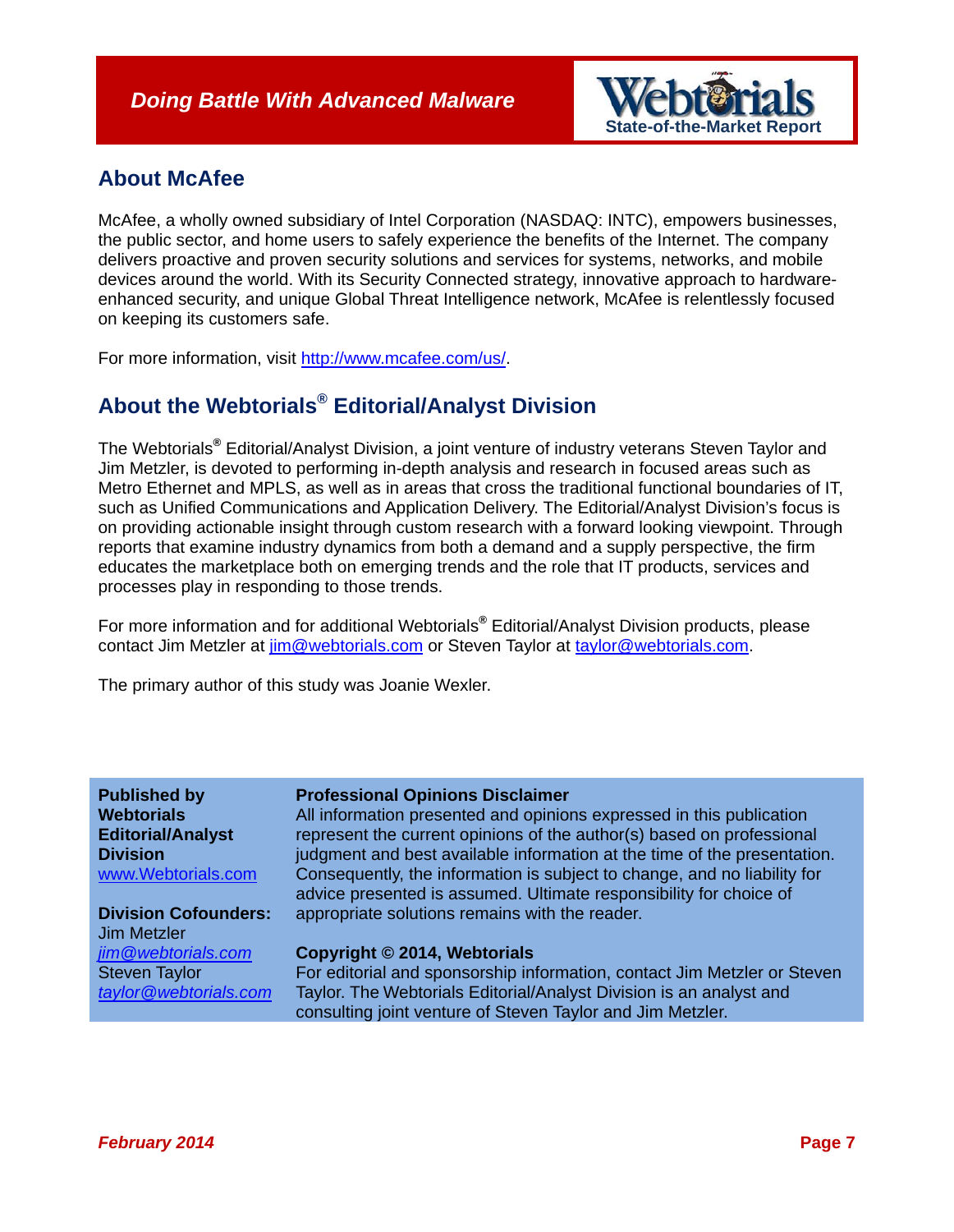## About McAfee

McAfee, a wholly owned subsidiary of Intel Corporation (NASDAQ: INTC), empowers businesses, the public sector, and home users to safely experience the benefits of the Internet. The company delivers proactive and proven security solutions and services for systems, networks, and mobile devices around the world. With its Security Connected strategy, innovative approach to hardware-enhanced security, and unique Global Threat Intelligence network, McAfee is relentlessly focused on keeping its customers safe.

For more information, visit http://www.mcafee.com/us/.

## About the Webtorials® Editorial/Analyst Division

The Webtorials® Editorial/Analyst Division, a joint venture of industry veterans Steven Taylor and Jim Metzler, is devoted to performing in-depth analysis and research in focused areas such as Metro Ethernet and MPLS, as well as in areas that cross the traditional functional boundaries of IT, such as Unified Communications and Application Delivery. The Editorial/Analyst Division's focus is on providing actionable insight through custom research with a forward looking viewpoint. Through reports that examine industry dynamics from both a demand and a supply perspective, the firm educates the marketplace both on emerging trends and the role that IT products, services and processes play in responding to those trends.

For more information and for additional Webtorials® Editorial/Analyst Division products, please contact Jim Metzler at jim@webtorials.com or Steven Taylor at taylor@webtorials.com.

The primary author of this study was Joanie Wexler.

**Published by Webtorials Editorial/Analyst Division**
www.Webtorials.com

**Division Cofounders:**
Jim Metzler
*jim@webtorials.com*
Steven Taylor
*taylor@webtorials.com*

**Professional Opinions Disclaimer**
All information presented and opinions expressed in this publication represent the current opinions of the author(s) based on professional judgment and best available information at the time of the presentation. Consequently, the information is subject to change, and no liability for advice presented is assumed. Ultimate responsibility for choice of appropriate solutions remains with the reader.

**Copyright © 2014, Webtorials**
For editorial and sponsorship information, contact Jim Metzler or Steven Taylor. The Webtorials Editorial/Analyst Division is an analyst and consulting joint venture of Steven Taylor and Jim Metzler.